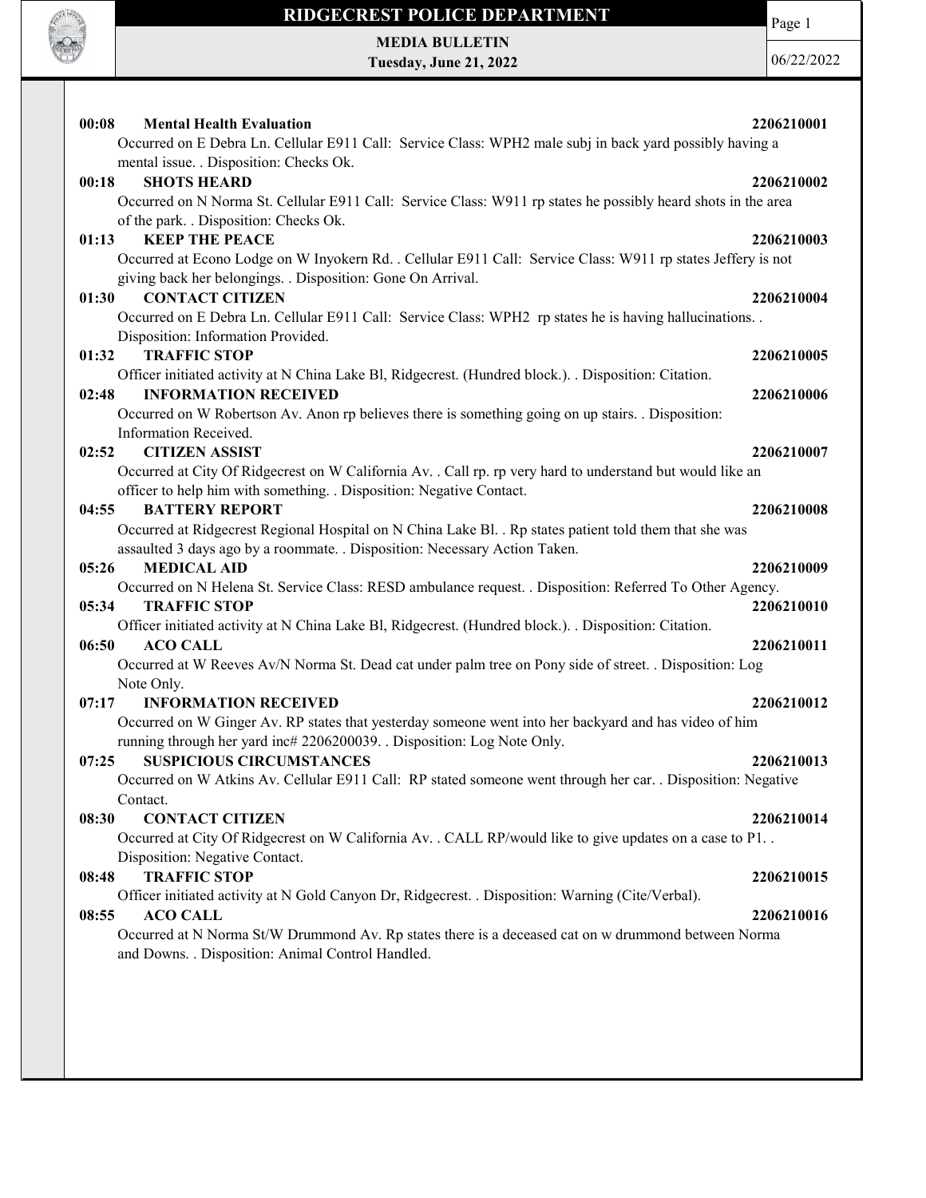# RIDGECREST POLICE DEPARTMENT

**MEDIA BULLETIN**
**Tuesday, June 21, 2022**

06/22/2022

**00:08 Mental Health Evaluation 2206210001**
Occurred on E Debra Ln. Cellular E911 Call: Service Class: WPH2 male subj in back yard possibly having a mental issue. . Disposition: Checks Ok.

**00:18 SHOTS HEARD 2206210002**
Occurred on N Norma St. Cellular E911 Call: Service Class: W911 rp states he possibly heard shots in the area of the park. . Disposition: Checks Ok.

**01:13 KEEP THE PEACE 2206210003**
Occurred at Econo Lodge on W Inyokern Rd. . Cellular E911 Call: Service Class: W911 rp states Jeffery is not giving back her belongings. . Disposition: Gone On Arrival.

**01:30 CONTACT CITIZEN 2206210004**
Occurred on E Debra Ln. Cellular E911 Call: Service Class: WPH2 rp states he is having hallucinations. . Disposition: Information Provided.

**01:32 TRAFFIC STOP 2206210005**
Officer initiated activity at N China Lake Bl, Ridgecrest. (Hundred block.). . Disposition: Citation.

**02:48 INFORMATION RECEIVED 2206210006**
Occurred on W Robertson Av. Anon rp believes there is something going on up stairs. . Disposition: Information Received.

**02:52 CITIZEN ASSIST 2206210007**
Occurred at City Of Ridgecrest on W California Av. . Call rp. rp very hard to understand but would like an officer to help him with something. . Disposition: Negative Contact.

**04:55 BATTERY REPORT 2206210008**
Occurred at Ridgecrest Regional Hospital on N China Lake Bl. . Rp states patient told them that she was assaulted 3 days ago by a roommate. . Disposition: Necessary Action Taken.

**05:26 MEDICAL AID 2206210009**
Occurred on N Helena St. Service Class: RESD ambulance request. . Disposition: Referred To Other Agency.

**05:34 TRAFFIC STOP 2206210010**
Officer initiated activity at N China Lake Bl, Ridgecrest. (Hundred block.). . Disposition: Citation.

**06:50 ACO CALL 2206210011**
Occurred at W Reeves Av/N Norma St. Dead cat under palm tree on Pony side of street. . Disposition: Log Note Only.

**07:17 INFORMATION RECEIVED 2206210012**
Occurred on W Ginger Av. RP states that yesterday someone went into her backyard and has video of him running through her yard inc# 2206200039. . Disposition: Log Note Only.

**07:25 SUSPICIOUS CIRCUMSTANCES 2206210013**
Occurred on W Atkins Av. Cellular E911 Call: RP stated someone went through her car. . Disposition: Negative Contact.

**08:30 CONTACT CITIZEN 2206210014**
Occurred at City Of Ridgecrest on W California Av. . CALL RP/would like to give updates on a case to P1. . Disposition: Negative Contact.

**08:48 TRAFFIC STOP 2206210015**
Officer initiated activity at N Gold Canyon Dr, Ridgecrest. . Disposition: Warning (Cite/Verbal).

**08:55 ACO CALL 2206210016**
Occurred at N Norma St/W Drummond Av. Rp states there is a deceased cat on w drummond between Norma and Downs. . Disposition: Animal Control Handled.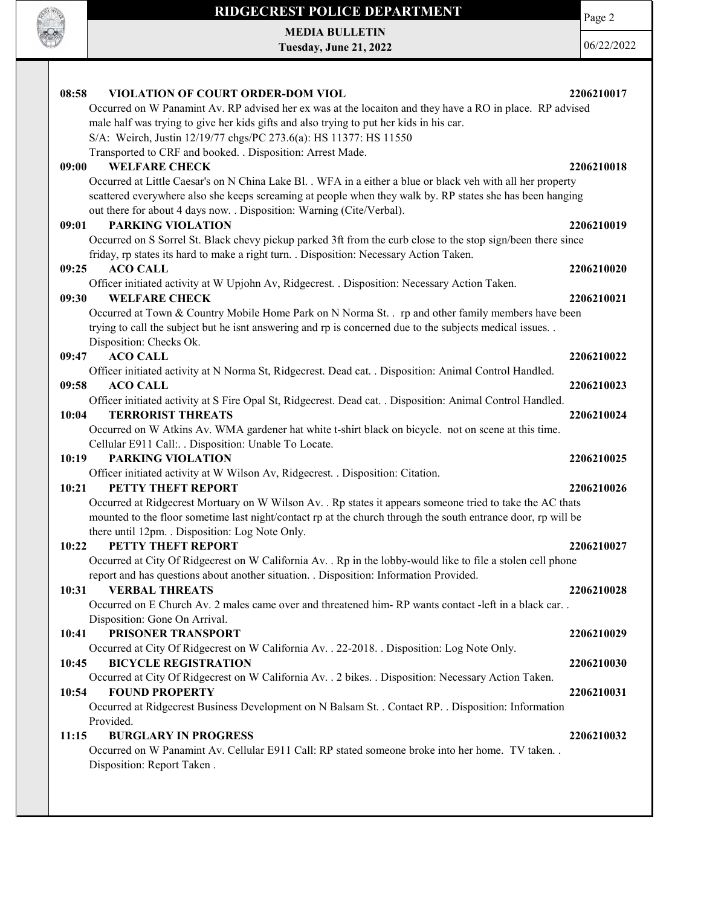**08:58 VIOLATION OF COURT ORDER-DOM VIOL** **2206210017**

Occurred on W Panamint Av. RP advised her ex was at the locaiton and they have a RO in place. RP advised male half was trying to give her kids gifts and also trying to put her kids in his car.
S/A: Weirch, Justin 12/19/77 chgs/PC 273.6(a): HS 11377: HS 11550
Transported to CRF and booked. . Disposition: Arrest Made.

**09:00 WELFARE CHECK** **2206210018**

Occurred at Little Caesar's on N China Lake Bl. . WFA in a either a blue or black veh with all her property scattered everywhere also she keeps screaming at people when they walk by. RP states she has been hanging out there for about 4 days now. . Disposition: Warning (Cite/Verbal).

**09:01 PARKING VIOLATION** **2206210019**

Occurred on S Sorrel St. Black chevy pickup parked 3ft from the curb close to the stop sign/been there since friday, rp states its hard to make a right turn. . Disposition: Necessary Action Taken.

**09:25 ACO CALL** **2206210020**

Officer initiated activity at W Upjohn Av, Ridgecrest. . Disposition: Necessary Action Taken.

**09:30 WELFARE CHECK** **2206210021**

Occurred at Town & Country Mobile Home Park on N Norma St. . rp and other family members have been trying to call the subject but he isnt answering and rp is concerned due to the subjects medical issues. . Disposition: Checks Ok.

**09:47 ACO CALL** **2206210022**

Officer initiated activity at N Norma St, Ridgecrest. Dead cat. . Disposition: Animal Control Handled.

**09:58 ACO CALL** **2206210023**

Officer initiated activity at S Fire Opal St, Ridgecrest. Dead cat. . Disposition: Animal Control Handled.

**10:04 TERRORIST THREATS** **2206210024**

Occurred on W Atkins Av. WMA gardener hat white t-shirt black on bicycle. not on scene at this time. Cellular E911 Call:. . Disposition: Unable To Locate.

**10:19 PARKING VIOLATION** **2206210025**

Officer initiated activity at W Wilson Av, Ridgecrest. . Disposition: Citation.

**10:21 PETTY THEFT REPORT** **2206210026**

Occurred at Ridgecrest Mortuary on W Wilson Av. . Rp states it appears someone tried to take the AC thats mounted to the floor sometime last night/contact rp at the church through the south entrance door, rp will be there until 12pm. . Disposition: Log Note Only.

**10:22 PETTY THEFT REPORT** **2206210027**

Occurred at City Of Ridgecrest on W California Av. . Rp in the lobby-would like to file a stolen cell phone report and has questions about another situation. . Disposition: Information Provided.

**10:31 VERBAL THREATS** **2206210028**

Occurred on E Church Av. 2 males came over and threatened him- RP wants contact -left in a black car. . Disposition: Gone On Arrival.

**10:41 PRISONER TRANSPORT** **2206210029**

Occurred at City Of Ridgecrest on W California Av. . 22-2018. . Disposition: Log Note Only.

**10:45 BICYCLE REGISTRATION** **2206210030**

Occurred at City Of Ridgecrest on W California Av. . 2 bikes. . Disposition: Necessary Action Taken.

**10:54 FOUND PROPERTY** **2206210031**

Occurred at Ridgecrest Business Development on N Balsam St. . Contact RP. . Disposition: Information Provided.

**11:15 BURGLARY IN PROGRESS** **2206210032**

Occurred on W Panamint Av. Cellular E911 Call: RP stated someone broke into her home. TV taken. . Disposition: Report Taken .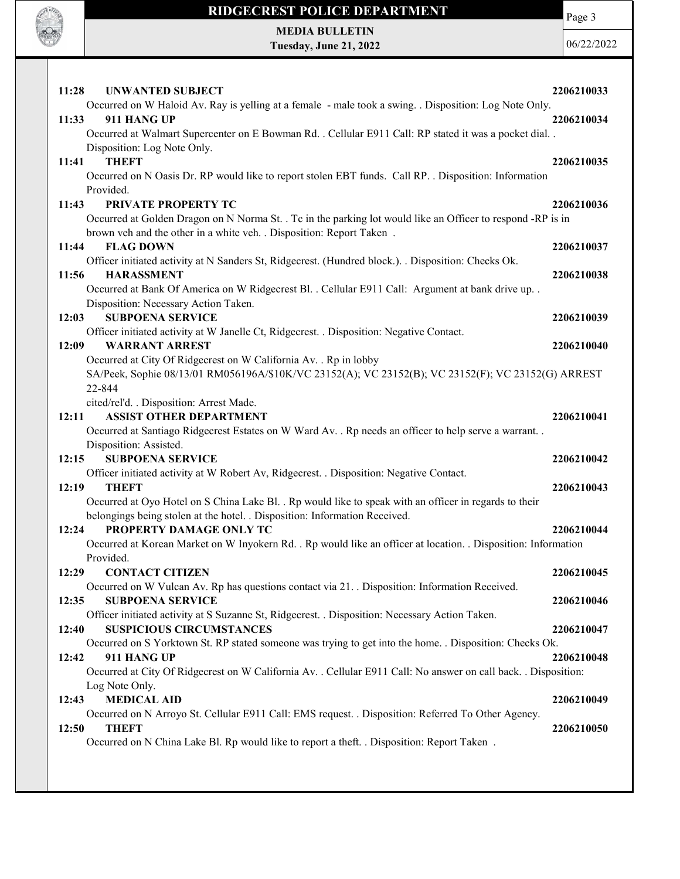**11:28 UNWANTED SUBJECT 2206210033**
Occurred on W Haloid Av. Ray is yelling at a female - male took a swing. . Disposition: Log Note Only.

**11:33 911 HANG UP 2206210034**
Occurred at Walmart Supercenter on E Bowman Rd. . Cellular E911 Call: RP stated it was a pocket dial. . Disposition: Log Note Only.

**11:41 THEFT 2206210035**
Occurred on N Oasis Dr. RP would like to report stolen EBT funds. Call RP. . Disposition: Information Provided.

**11:43 PRIVATE PROPERTY TC 2206210036**
Occurred at Golden Dragon on N Norma St. . Tc in the parking lot would like an Officer to respond -RP is in brown veh and the other in a white veh. . Disposition: Report Taken .

**11:44 FLAG DOWN 2206210037**
Officer initiated activity at N Sanders St, Ridgecrest. (Hundred block.). . Disposition: Checks Ok.

**11:56 HARASSMENT 2206210038**
Occurred at Bank Of America on W Ridgecrest Bl. . Cellular E911 Call: Argument at bank drive up. . Disposition: Necessary Action Taken.

**12:03 SUBPOENA SERVICE 2206210039**
Officer initiated activity at W Janelle Ct, Ridgecrest. . Disposition: Negative Contact.

**12:09 WARRANT ARREST 2206210040**
Occurred at City Of Ridgecrest on W California Av. . Rp in lobby
SA/Peek, Sophie 08/13/01 RM056196A/$10K/VC 23152(A); VC 23152(B); VC 23152(F); VC 23152(G) ARREST 22-844
cited/rel'd. . Disposition: Arrest Made.

**12:11 ASSIST OTHER DEPARTMENT 2206210041**
Occurred at Santiago Ridgecrest Estates on W Ward Av. . Rp needs an officer to help serve a warrant. . Disposition: Assisted.

**12:15 SUBPOENA SERVICE 2206210042**
Officer initiated activity at W Robert Av, Ridgecrest. . Disposition: Negative Contact.

**12:19 THEFT 2206210043**
Occurred at Oyo Hotel on S China Lake Bl. . Rp would like to speak with an officer in regards to their belongings being stolen at the hotel. . Disposition: Information Received.

**12:24 PROPERTY DAMAGE ONLY TC 2206210044**
Occurred at Korean Market on W Inyokern Rd. . Rp would like an officer at location. . Disposition: Information Provided.

**12:29 CONTACT CITIZEN 2206210045**
Occurred on W Vulcan Av. Rp has questions contact via 21. . Disposition: Information Received.

**12:35 SUBPOENA SERVICE 2206210046**
Officer initiated activity at S Suzanne St, Ridgecrest. . Disposition: Necessary Action Taken.

**12:40 SUSPICIOUS CIRCUMSTANCES 2206210047**
Occurred on S Yorktown St. RP stated someone was trying to get into the home. . Disposition: Checks Ok.

**12:42 911 HANG UP 2206210048**
Occurred at City Of Ridgecrest on W California Av. . Cellular E911 Call: No answer on call back. . Disposition: Log Note Only.

**12:43 MEDICAL AID 2206210049**
Occurred on N Arroyo St. Cellular E911 Call: EMS request. . Disposition: Referred To Other Agency.

**12:50 THEFT 2206210050**
Occurred on N China Lake Bl. Rp would like to report a theft. . Disposition: Report Taken .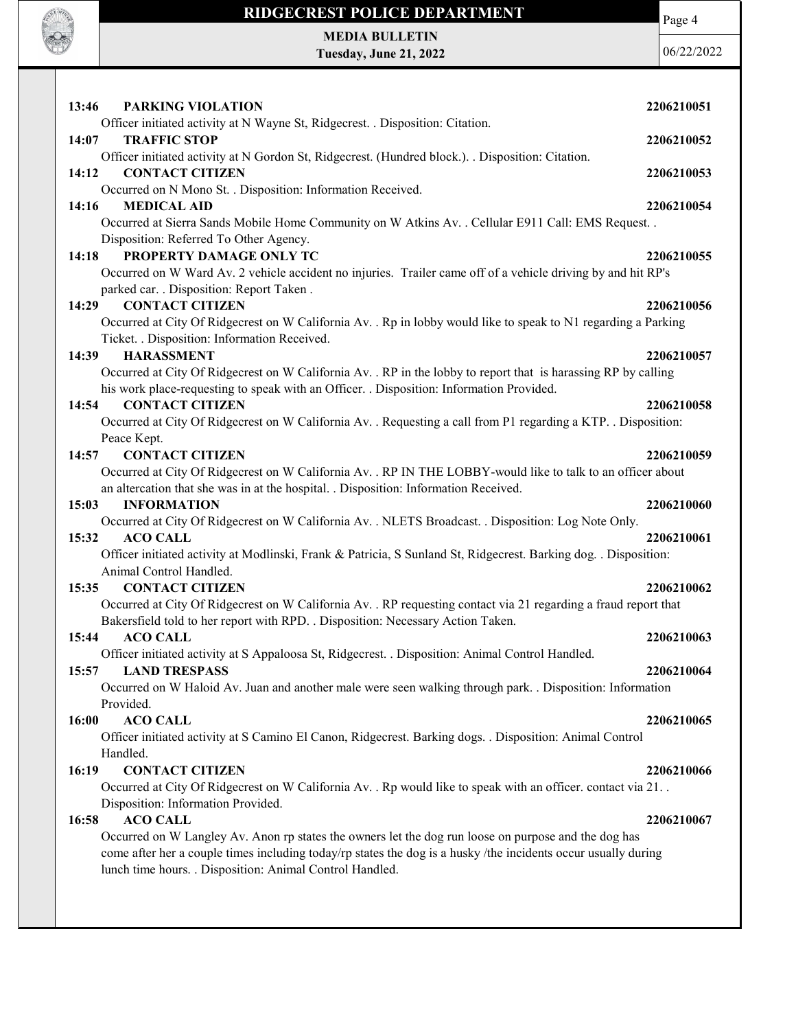**13:46 PARKING VIOLATION 2206210051**

Officer initiated activity at N Wayne St, Ridgecrest. . Disposition: Citation.

**14:07 TRAFFIC STOP 2206210052**

Officer initiated activity at N Gordon St, Ridgecrest. (Hundred block.). . Disposition: Citation.

**14:12 CONTACT CITIZEN 2206210053**

Occurred on N Mono St. . Disposition: Information Received.

**14:16 MEDICAL AID 2206210054**

Occurred at Sierra Sands Mobile Home Community on W Atkins Av. . Cellular E911 Call: EMS Request. . Disposition: Referred To Other Agency.

**14:18 PROPERTY DAMAGE ONLY TC 2206210055**

Occurred on W Ward Av. 2 vehicle accident no injuries. Trailer came off of a vehicle driving by and hit RP's parked car. . Disposition: Report Taken .

**14:29 CONTACT CITIZEN 2206210056**

Occurred at City Of Ridgecrest on W California Av. . Rp in lobby would like to speak to N1 regarding a Parking Ticket. . Disposition: Information Received.

**14:39 HARASSMENT 2206210057**

Occurred at City Of Ridgecrest on W California Av. . RP in the lobby to report that is harassing RP by calling his work place-requesting to speak with an Officer. . Disposition: Information Provided.

**14:54 CONTACT CITIZEN 2206210058**

Occurred at City Of Ridgecrest on W California Av. . Requesting a call from P1 regarding a KTP. . Disposition: Peace Kept.

**14:57 CONTACT CITIZEN 2206210059**

Occurred at City Of Ridgecrest on W California Av. . RP IN THE LOBBY-would like to talk to an officer about an altercation that she was in at the hospital. . Disposition: Information Received.

**15:03 INFORMATION 2206210060**

Occurred at City Of Ridgecrest on W California Av. . NLETS Broadcast. . Disposition: Log Note Only.

**15:32 ACO CALL 2206210061**

Officer initiated activity at Modlinski, Frank & Patricia, S Sunland St, Ridgecrest. Barking dog. . Disposition: Animal Control Handled.

**15:35 CONTACT CITIZEN 2206210062**

Occurred at City Of Ridgecrest on W California Av. . RP requesting contact via 21 regarding a fraud report that Bakersfield told to her report with RPD. . Disposition: Necessary Action Taken.

**15:44 ACO CALL 2206210063**

Officer initiated activity at S Appaloosa St, Ridgecrest. . Disposition: Animal Control Handled.

**15:57 LAND TRESPASS 2206210064**

Occurred on W Haloid Av. Juan and another male were seen walking through park. . Disposition: Information Provided.

**16:00 ACO CALL 2206210065**

Officer initiated activity at S Camino El Canon, Ridgecrest. Barking dogs. . Disposition: Animal Control Handled.

**16:19 CONTACT CITIZEN 2206210066**

Occurred at City Of Ridgecrest on W California Av. . Rp would like to speak with an officer. contact via 21. . Disposition: Information Provided.

**16:58 ACO CALL 2206210067**

Occurred on W Langley Av. Anon rp states the owners let the dog run loose on purpose and the dog has come after her a couple times including today/rp states the dog is a husky /the incidents occur usually during lunch time hours. . Disposition: Animal Control Handled.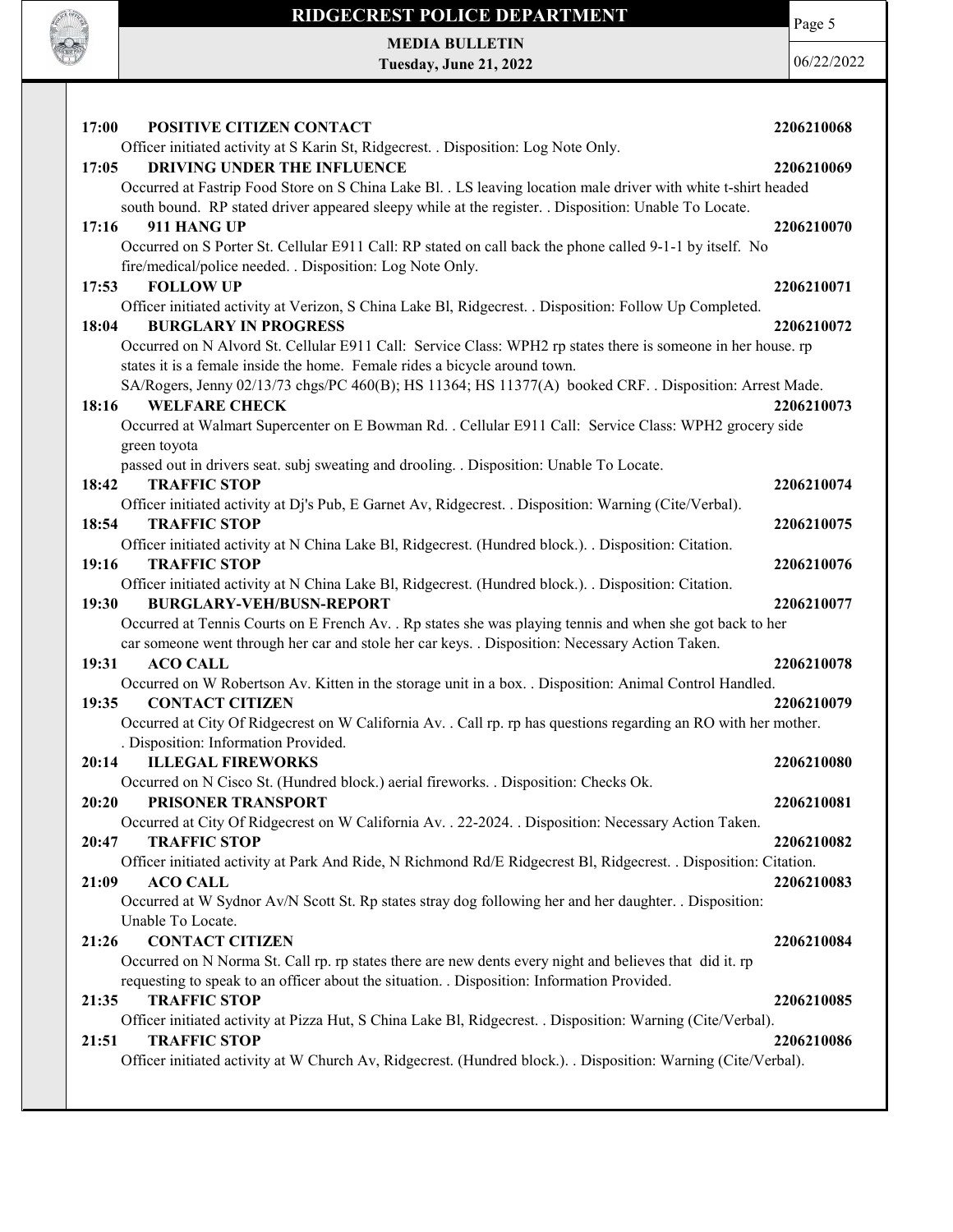**17:00 POSITIVE CITIZEN CONTACT** **2206210068**
Officer initiated activity at S Karin St, Ridgecrest. . Disposition: Log Note Only.

**17:05 DRIVING UNDER THE INFLUENCE** **2206210069**
Occurred at Fastrip Food Store on S China Lake Bl. . LS leaving location male driver with white t-shirt headed south bound. RP stated driver appeared sleepy while at the register. . Disposition: Unable To Locate.

**17:16 911 HANG UP** **2206210070**
Occurred on S Porter St. Cellular E911 Call: RP stated on call back the phone called 9-1-1 by itself. No fire/medical/police needed. . Disposition: Log Note Only.

**17:53 FOLLOW UP** **2206210071**
Officer initiated activity at Verizon, S China Lake Bl, Ridgecrest. . Disposition: Follow Up Completed.

**18:04 BURGLARY IN PROGRESS** **2206210072**
Occurred on N Alvord St. Cellular E911 Call: Service Class: WPH2 rp states there is someone in her house. rp states it is a female inside the home. Female rides a bicycle around town.
SA/Rogers, Jenny 02/13/73 chgs/PC 460(B); HS 11364; HS 11377(A) booked CRF. . Disposition: Arrest Made.

**18:16 WELFARE CHECK** **2206210073**
Occurred at Walmart Supercenter on E Bowman Rd. . Cellular E911 Call: Service Class: WPH2 grocery side green toyota
passed out in drivers seat. subj sweating and drooling. . Disposition: Unable To Locate.

**18:42 TRAFFIC STOP** **2206210074**
Officer initiated activity at Dj's Pub, E Garnet Av, Ridgecrest. . Disposition: Warning (Cite/Verbal).

**18:54 TRAFFIC STOP** **2206210075**
Officer initiated activity at N China Lake Bl, Ridgecrest. (Hundred block.). . Disposition: Citation.

**19:16 TRAFFIC STOP** **2206210076**
Officer initiated activity at N China Lake Bl, Ridgecrest. (Hundred block.). . Disposition: Citation.

**19:30 BURGLARY-VEH/BUSN-REPORT** **2206210077**
Occurred at Tennis Courts on E French Av. . Rp states she was playing tennis and when she got back to her car someone went through her car and stole her car keys. . Disposition: Necessary Action Taken.

**19:31 ACO CALL** **2206210078**
Occurred on W Robertson Av. Kitten in the storage unit in a box. . Disposition: Animal Control Handled.

**19:35 CONTACT CITIZEN** **2206210079**
Occurred at City Of Ridgecrest on W California Av. . Call rp. rp has questions regarding an RO with her mother. . Disposition: Information Provided.

**20:14 ILLEGAL FIREWORKS** **2206210080**
Occurred on N Cisco St. (Hundred block.) aerial fireworks. . Disposition: Checks Ok.

**20:20 PRISONER TRANSPORT** **2206210081**
Occurred at City Of Ridgecrest on W California Av. . 22-2024. . Disposition: Necessary Action Taken.

**20:47 TRAFFIC STOP** **2206210082**
Officer initiated activity at Park And Ride, N Richmond Rd/E Ridgecrest Bl, Ridgecrest. . Disposition: Citation.

**21:09 ACO CALL** **2206210083**
Occurred at W Sydnor Av/N Scott St. Rp states stray dog following her and her daughter. . Disposition: Unable To Locate.

**21:26 CONTACT CITIZEN** **2206210084**
Occurred on N Norma St. Call rp. rp states there are new dents every night and believes that did it. rp requesting to speak to an officer about the situation. . Disposition: Information Provided.

**21:35 TRAFFIC STOP** **2206210085**
Officer initiated activity at Pizza Hut, S China Lake Bl, Ridgecrest. . Disposition: Warning (Cite/Verbal).

**21:51 TRAFFIC STOP** **2206210086**
Officer initiated activity at W Church Av, Ridgecrest. (Hundred block.). . Disposition: Warning (Cite/Verbal).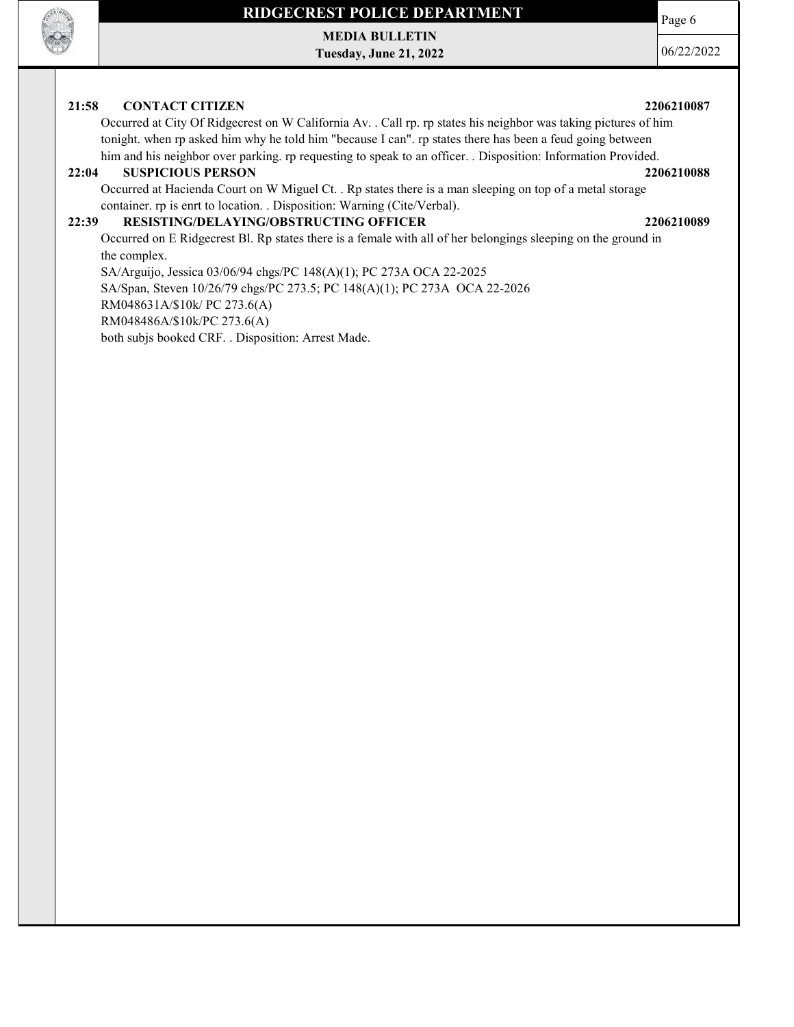**21:58 CONTACT CITIZEN** **2206210087**

Occurred at City Of Ridgecrest on W California Av. . Call rp. rp states his neighbor was taking pictures of him tonight. when rp asked him why he told him "because I can". rp states there has been a feud going between him and his neighbor over parking. rp requesting to speak to an officer. . Disposition: Information Provided.

**22:04 SUSPICIOUS PERSON** **2206210088**

Occurred at Hacienda Court on W Miguel Ct. . Rp states there is a man sleeping on top of a metal storage container. rp is enrt to location. . Disposition: Warning (Cite/Verbal).

**22:39 RESISTING/DELAYING/OBSTRUCTING OFFICER** **2206210089**

Occurred on E Ridgecrest Bl. Rp states there is a female with all of her belongings sleeping on the ground in the complex.

SA/Arguijo, Jessica 03/06/94 chgs/PC 148(A)(1); PC 273A OCA 22-2025

SA/Span, Steven 10/26/79 chgs/PC 273.5; PC 148(A)(1); PC 273A OCA 22-2026

RM048631A/$10k/ PC 273.6(A)

RM048486A/$10k/PC 273.6(A)

both subjs booked CRF. . Disposition: Arrest Made.